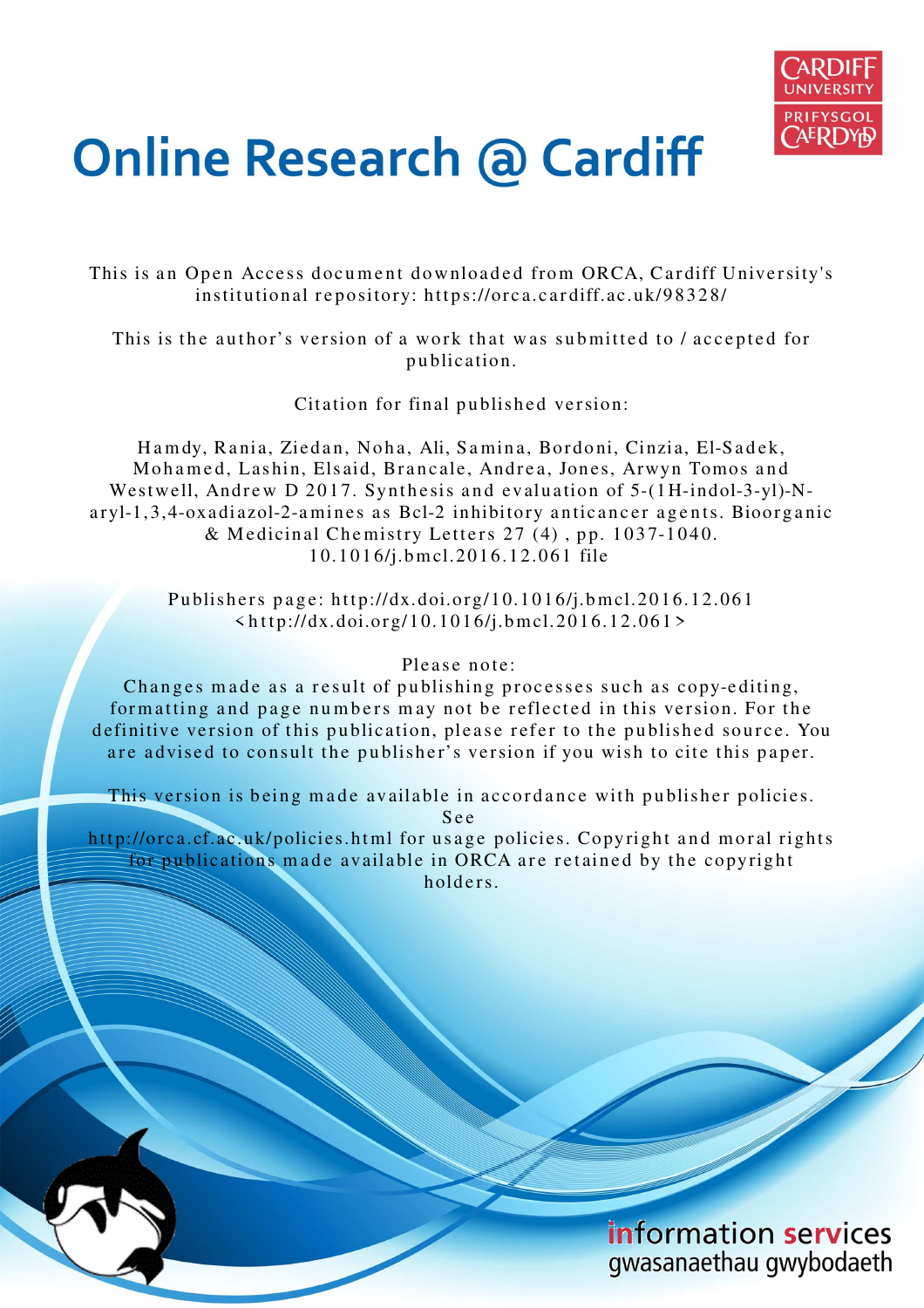# Online Research @ Cardiff

This is an Open Access document downloaded from ORCA, Cardiff University's institutional repository: https://orca.cardiff.ac.uk/98328/

This is the author's version of a work that was submitted to / accepted for publication.

Citation for final published version:

Hamdy, Rania, Ziedan, Noha, Ali, Samina, Bordoni, Cinzia, El-Sadek, Mohamed, Lashin, Elsaid, Brancale, Andrea, Jones, Arwyn Tomos and Westwell, Andrew D 2017. Synthesis and evaluation of 5-(1H-indol-3-yl)-N-aryl-1,3,4-oxadiazol-2-amines as Bcl-2 inhibitory anticancer agents. Bioorganic & Medicinal Chemistry Letters 27 (4) , pp. 1037-1040. 10.1016/j.bmcl.2016.12.061 file

Publishers page: http://dx.doi.org/10.1016/j.bmcl.2016.12.061 <http://dx.doi.org/10.1016/j.bmcl.2016.12.061>

Please note:
Changes made as a result of publishing processes such as copy-editing, formatting and page numbers may not be reflected in this version. For the definitive version of this publication, please refer to the published source. You are advised to consult the publisher's version if you wish to cite this paper.

This version is being made available in accordance with publisher policies. See
http://orca.cf.ac.uk/policies.html for usage policies. Copyright and moral rights for publications made available in ORCA are retained by the copyright holders.

information services
gwasanaethau gwybodaeth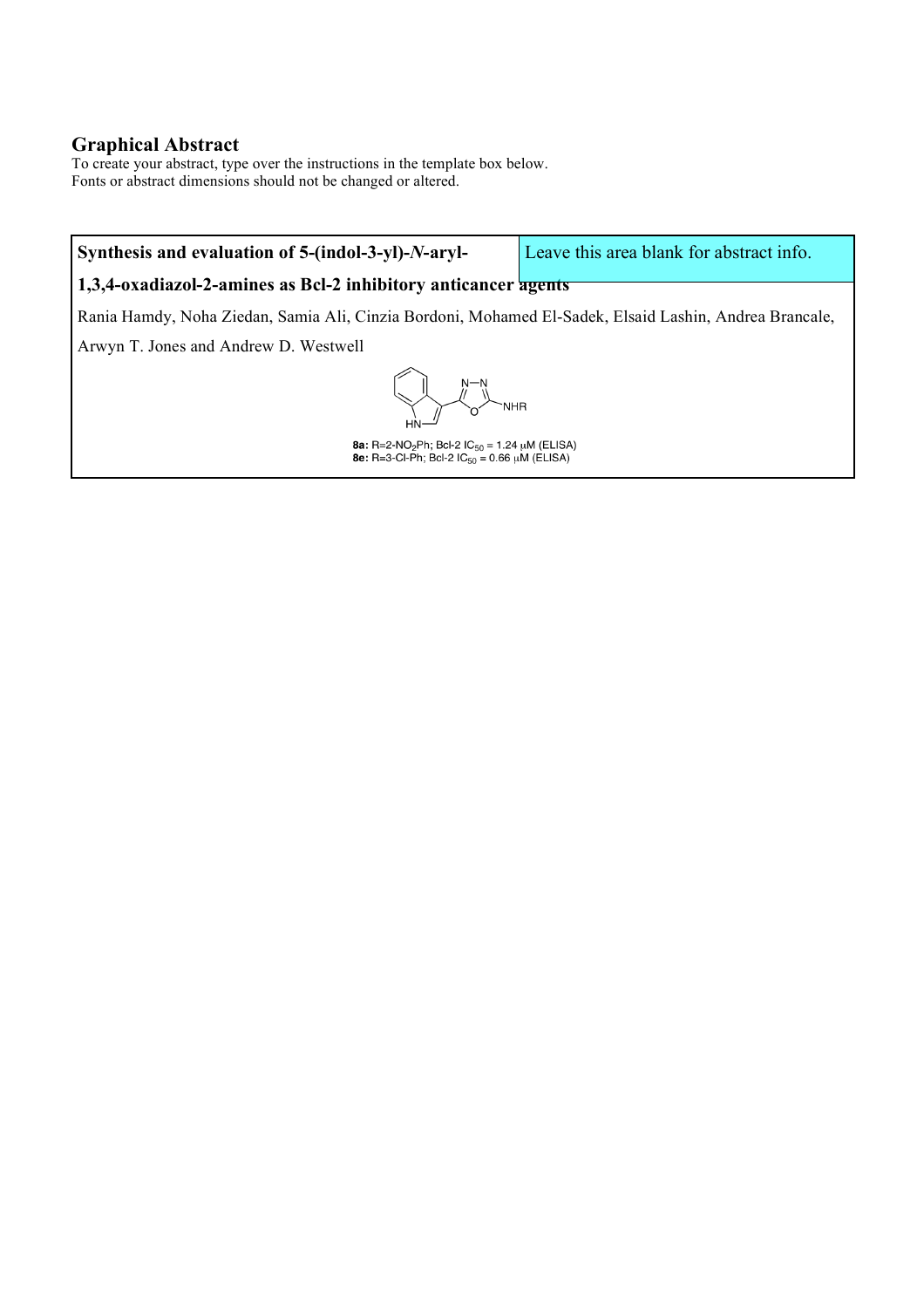# Graphical Abstract

To create your abstract, type over the instructions in the template box below.
Fonts or abstract dimensions should not be changed or altered.

**Synthesis and evaluation of 5-(indol-3-yl)-*N*-aryl-1,3,4-oxadiazol-2-amines as Bcl-2 inhibitory anticancer agents**

Leave this area blank for abstract info.

Rania Hamdy, Noha Ziedan, Samia Ali, Cinzia Bordoni, Mohamed El-Sadek, Elsaid Lashin, Andrea Brancale, Arwyn T. Jones and Andrew D. Westwell

**8a:** R=2-$NO_2$Ph; Bcl-2 $IC_{50}$ = 1.24 μM (ELISA)
**8e:** R=3-Cl-Ph; Bcl-2 $IC_{50}$ = 0.66 μM (ELISA)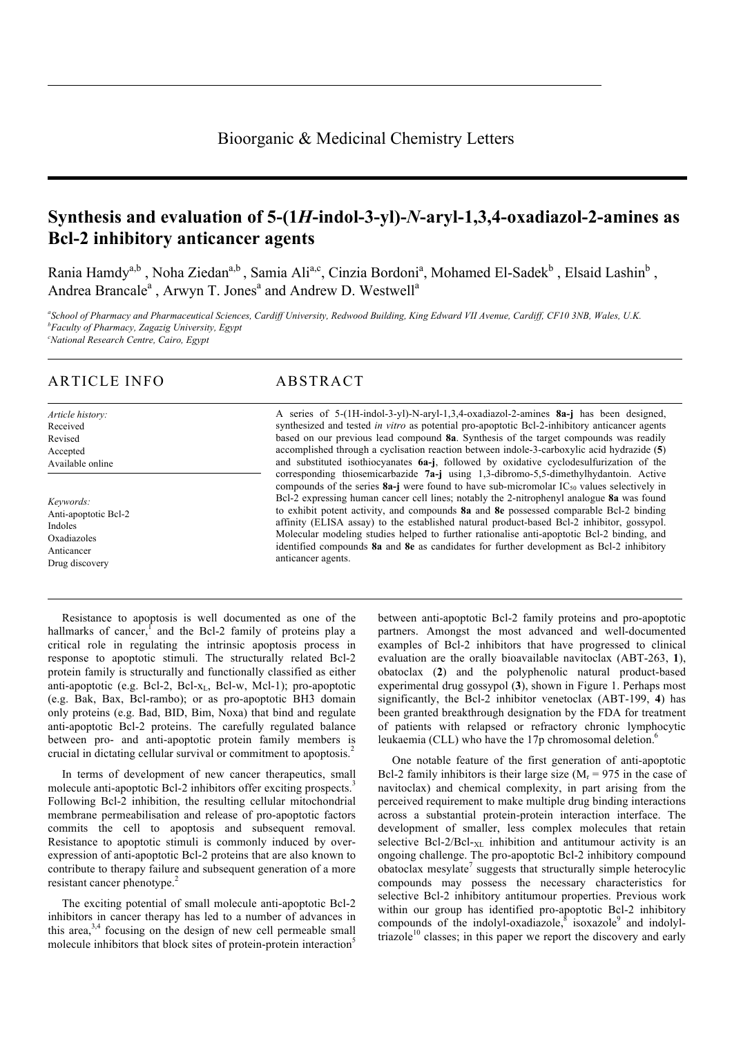# Synthesis and evaluation of 5-(1*H*-indol-3-yl)-*N*-aryl-1,3,4-oxadiazol-2-amines as Bcl-2 inhibitory anticancer agents

Rania Hamdy[a,b] , Noha Ziedan[a,b] , Samia Ali[a,c], Cinzia Bordoni[a], Mohamed El-Sadek[b] , Elsaid Lashin[b] , Andrea Brancale[a] , Arwyn T. Jones[a] and Andrew D. Westwell[a]

[a]*School of Pharmacy and Pharmaceutical Sciences, Cardiff University, Redwood Building, King Edward VII Avenue, Cardiff, CF10 3NB, Wales, U.K.*
[b]*Faculty of Pharmacy, Zagazig University, Egypt*
[c]*National Research Centre, Cairo, Egypt*

## ARTICLE INFO

*Article history:*
Received
Revised
Accepted
Available online

*Keywords:*
Anti-apoptotic Bcl-2
Indoles
Oxadiazoles
Anticancer
Drug discovery

## ABSTRACT

A series of 5-(1H-indol-3-yl)-N-aryl-1,3,4-oxadiazol-2-amines **8a-j** has been designed, synthesized and tested *in vitro* as potential pro-apoptotic Bcl-2-inhibitory anticancer agents based on our previous lead compound **8a**. Synthesis of the target compounds was readily accomplished through a cyclisation reaction between indole-3-carboxylic acid hydrazide (**5**) and substituted isothiocyanates **6a-j**, followed by oxidative cyclodesulfurization of the corresponding thiosemicarbazide **7a-j** using 1,3-dibromo-5,5-dimethylhydantoin. Active compounds of the series **8a-j** were found to have sub-micromolar $IC_{50}$ values selectively in Bcl-2 expressing human cancer cell lines; notably the 2-nitrophenyl analogue **8a** was found to exhibit potent activity, and compounds **8a** and **8e** possessed comparable Bcl-2 binding affinity (ELISA assay) to the established natural product-based Bcl-2 inhibitor, gossypol. Molecular modeling studies helped to further rationalise anti-apoptotic Bcl-2 binding, and identified compounds **8a** and **8e** as candidates for further development as Bcl-2 inhibitory anticancer agents.

Resistance to apoptosis is well documented as one of the hallmarks of cancer,[1] and the Bcl-2 family of proteins play a critical role in regulating the intrinsic apoptosis process in response to apoptotic stimuli. The structurally related Bcl-2 protein family is structurally and functionally classified as either anti-apoptotic (e.g. Bcl-2, Bcl-$x_L$, Bcl-w, Mcl-1); pro-apoptotic (e.g. Bak, Bax, Bcl-rambo); or as pro-apoptotic BH3 domain only proteins (e.g. Bad, BID, Bim, Noxa) that bind and regulate anti-apoptotic Bcl-2 proteins. The carefully regulated balance between pro- and anti-apoptotic protein family members is crucial in dictating cellular survival or commitment to apoptosis.[2]

In terms of development of new cancer therapeutics, small molecule anti-apoptotic Bcl-2 inhibitors offer exciting prospects.[3] Following Bcl-2 inhibition, the resulting cellular mitochondrial membrane permeabilisation and release of pro-apoptotic factors commits the cell to apoptosis and subsequent removal. Resistance to apoptotic stimuli is commonly induced by over-expression of anti-apoptotic Bcl-2 proteins that are also known to contribute to therapy failure and subsequent generation of a more resistant cancer phenotype.[2]

The exciting potential of small molecule anti-apoptotic Bcl-2 inhibitors in cancer therapy has led to a number of advances in this area,[3,4] focusing on the design of new cell permeable small molecule inhibitors that block sites of protein-protein interaction[5] between anti-apoptotic Bcl-2 family proteins and pro-apoptotic partners. Amongst the most advanced and well-documented examples of Bcl-2 inhibitors that have progressed to clinical evaluation are the orally bioavailable navitoclax (ABT-263, **1**), obatoclax (**2**) and the polyphenolic natural product-based experimental drug gossypol (**3**), shown in Figure 1. Perhaps most significantly, the Bcl-2 inhibitor venetoclax (ABT-199, **4**) has been granted breakthrough designation by the FDA for treatment of patients with relapsed or refractory chronic lymphocytic leukaemia (CLL) who have the 17p chromosomal deletion.[6]

One notable feature of the first generation of anti-apoptotic Bcl-2 family inhibitors is their large size ($M_r$ = 975 in the case of navitoclax) and chemical complexity, in part arising from the perceived requirement to make multiple drug binding interactions across a substantial protein-protein interaction interface. The development of smaller, less complex molecules that retain selective Bcl-2/Bcl-$_{XL}$ inhibition and antitumour activity is an ongoing challenge. The pro-apoptotic Bcl-2 inhibitory compound obatoclax mesylate[7] suggests that structurally simple heterocyclic compounds may possess the necessary characteristics for selective Bcl-2 inhibitory antitumour properties. Previous work within our group has identified pro-apoptotic Bcl-2 inhibitory compounds of the indolyl-oxadiazole,[8] isoxazole[9] and indolyl-triazole[10] classes; in this paper we report the discovery and early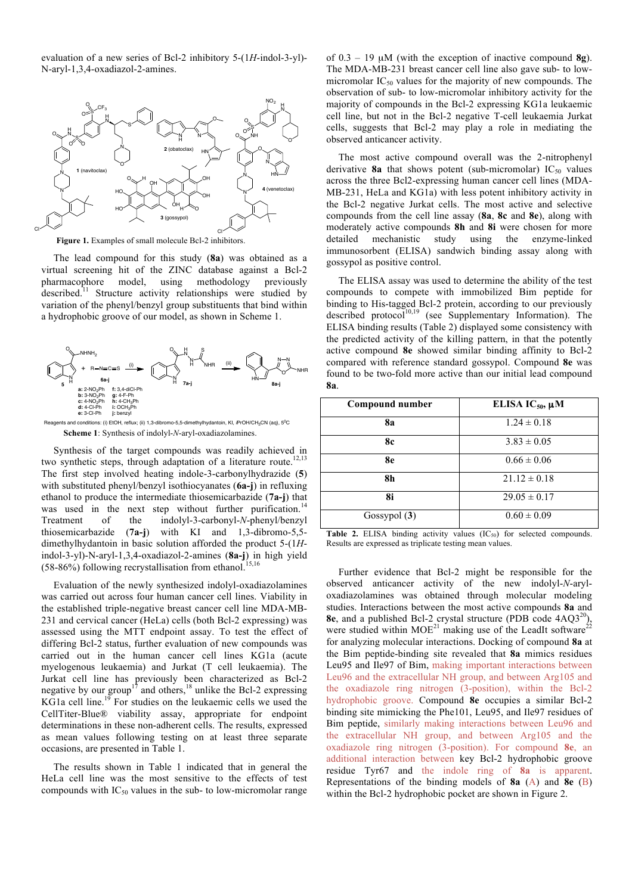evaluation of a new series of Bcl-2 inhibitory 5-(1*H*-indol-3-yl)-N-aryl-1,3,4-oxadiazol-2-amines.

**Figure 1.** Examples of small molecule Bcl-2 inhibitors.

The lead compound for this study (**8a**) was obtained as a virtual screening hit of the ZINC database against a Bcl-2 pharmacophore model, using methodology previously described.[11] Structure activity relationships were studied by variation of the phenyl/benzyl group substituents that bind within a hydrophobic groove of our model, as shown in Scheme 1.

Reagents and conditions: (i) EtOH, reflux; (ii) 1,3-dibromo-5,5-dimethylhydantoin, KI, *i*PrOH/$CH_3CN$ (aq), 5°C

**Scheme 1**: Synthesis of indolyl-*N*-aryl-oxadiazolamines.

Synthesis of the target compounds was readily achieved in two synthetic steps, through adaptation of a literature route.[12,13] The first step involved heating indole-3-carbonylhydrazide (**5**) with substituted phenyl/benzyl isothiocyanates (**6a-j**) in refluxing ethanol to produce the intermediate thiosemicarbazide (**7a-j**) that was used in the next step without further purification.[14] Treatment of the indolyl-3-carbonyl-*N*-phenyl/benzyl thiosemicarbazide (**7a-j**) with KI and 1,3-dibromo-5,5-dimethylhydantoin in basic solution afforded the product 5-(1*H*-indol-3-yl)-N-aryl-1,3,4-oxadiazol-2-amines (**8a-j**) in high yield (58-86%) following recrystallisation from ethanol.[15,16]

Evaluation of the newly synthesized indolyl-oxadiazolamines was carried out across four human cancer cell lines. Viability in the established triple-negative breast cancer cell line MDA-MB-231 and cervical cancer (HeLa) cells (both Bcl-2 expressing) was assessed using the MTT endpoint assay. To test the effect of differing Bcl-2 status, further evaluation of new compounds was carried out in the human cancer cell lines KG1a (acute myelogenous leukaemia) and Jurkat (T cell leukaemia). The Jurkat cell line has previously been characterized as Bcl-2 negative by our group[17] and others,[18] unlike the Bcl-2 expressing KG1a cell line.[19] For studies on the leukaemic cells we used the CellTiter-Blue® viability assay, appropriate for endpoint determinations in these non-adherent cells. The results, expressed as mean values following testing on at least three separate occasions, are presented in Table 1.

The results shown in Table 1 indicated that in general the HeLa cell line was the most sensitive to the effects of test compounds with $IC_{50}$ values in the sub- to low-micromolar range of 0.3 – 19 μM (with the exception of inactive compound **8g**). The MDA-MB-231 breast cancer cell line also gave sub- to low-micromolar $IC_{50}$ values for the majority of new compounds. The observation of sub- to low-micromolar inhibitory activity for the majority of compounds in the Bcl-2 expressing KG1a leukaemic cell line, but not in the Bcl-2 negative T-cell leukaemia Jurkat cells, suggests that Bcl-2 may play a role in mediating the observed anticancer activity.

The most active compound overall was the 2-nitrophenyl derivative **8a** that shows potent (sub-micromolar) $IC_{50}$ values across the three Bcl2-expressing human cancer cell lines (MDA-MB-231, HeLa and KG1a) with less potent inhibitory activity in the Bcl-2 negative Jurkat cells. The most active and selective compounds from the cell line assay (**8a**, **8c** and **8e**), along with moderately active compounds **8h** and **8i** were chosen for more detailed mechanistic study using the enzyme-linked immunosorbent (ELISA) sandwich binding assay along with gossypol as positive control.

The ELISA assay was used to determine the ability of the test compounds to compete with immobilized Bim peptide for binding to His-tagged Bcl-2 protein, according to our previously described protocol[10,19] (see Supplementary Information). The ELISA binding results (Table 2) displayed some consistency with the predicted activity of the killing pattern, in that the potently active compound **8e** showed similar binding affinity to Bcl-2 compared with reference standard gossypol. Compound **8e** was found to be two-fold more active than our initial lead compound **8a**.

| Compound number | ELISA $IC_{50}$, μM |
|---|---|
| **8a** | 1.24 ± 0.18 |
| **8c** | 3.83 ± 0.05 |
| **8e** | 0.66 ± 0.06 |
| **8h** | 21.12 ± 0.18 |
| **8i** | 29.05 ± 0.17 |
| Gossypol (**3**) | 0.60 ± 0.09 |

**Table 2.** ELISA binding activity values ($IC_{50}$) for selected compounds. Results are expressed as triplicate testing mean values.

Further evidence that Bcl-2 might be responsible for the observed anticancer activity of the new indolyl-*N*-aryl-oxadiazolamines was obtained through molecular modeling studies. Interactions between the most active compounds **8a** and **8e**, and a published Bcl-2 crystal structure (PDB code 4AQ3[20]), were studied within MOE[21] making use of the LeadIt software[22] for analyzing molecular interactions. Docking of compound **8a** at the Bim peptide-binding site revealed that **8a** mimics residues Leu95 and Ile97 of Bim, making important interactions between Leu96 and the extracellular NH group, and between Arg105 and the oxadiazole ring nitrogen (3-position), within the Bcl-2 hydrophobic groove. Compound **8e** occupies a similar Bcl-2 binding site mimicking the Phe101, Leu95, and Ile97 residues of Bim peptide, similarly making interactions between Leu96 and the extracellular NH group, and between Arg105 and the oxadiazole ring nitrogen (3-position). For compound **8e**, an additional interaction between key Bcl-2 hydrophobic groove residue Tyr67 and the indole ring of **8a** is apparent. Representations of the binding models of **8a** (A) and **8e** (B) within the Bcl-2 hydrophobic pocket are shown in Figure 2.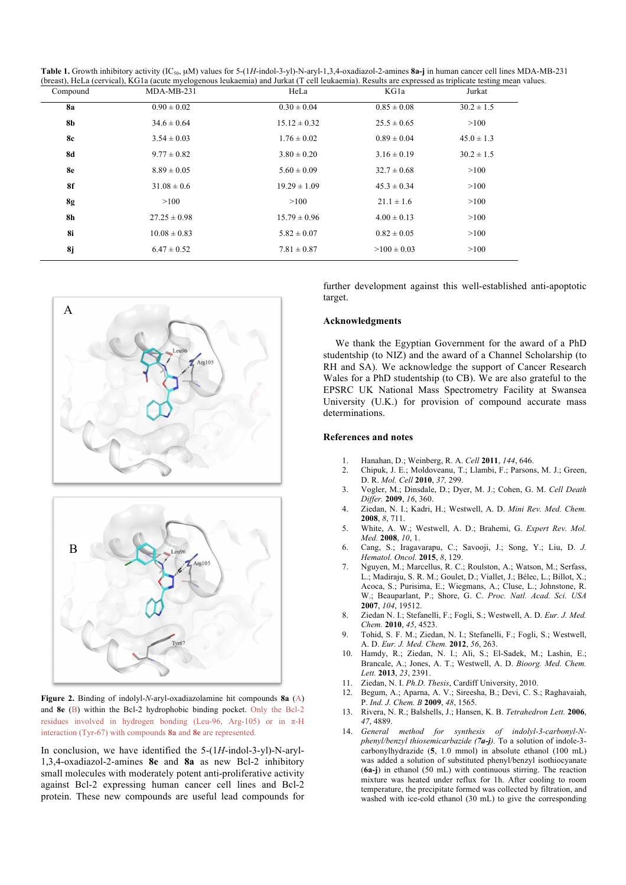**Table 1.** Growth inhibitory activity ($IC_{50}$, μM) values for 5-(1*H*-indol-3-yl)-N-aryl-1,3,4-oxadiazol-2-amines **8a-j** in human cancer cell lines MDA-MB-231 (breast), HeLa (cervical), KG1a (acute myelogenous leukaemia) and Jurkat (T cell leukaemia). Results are expressed as triplicate testing mean values.

| Compound | MDA-MB-231 | HeLa | KG1a | Jurkat |
|---|---|---|---|---|
| **8a** | 0.90 ± 0.02 | 0.30 ± 0.04 | 0.85 ± 0.08 | 30.2 ± 1.5 |
| **8b** | 34.6 ± 0.64 | 15.12 ± 0.32 | 25.5 ± 0.65 | >100 |
| **8c** | 3.54 ± 0.03 | 1.76 ± 0.02 | 0.89 ± 0.04 | 45.0 ± 1.3 |
| **8d** | 9.77 ± 0.82 | 3.80 ± 0.20 | 3.16 ± 0.19 | 30.2 ± 1.5 |
| **8e** | 8.89 ± 0.05 | 5.60 ± 0.09 | 32.7 ± 0.68 | >100 |
| **8f** | 31.08 ± 0.6 | 19.29 ± 1.09 | 45.3 ± 0.34 | >100 |
| **8g** | >100 | >100 | 21.1 ± 1.6 | >100 |
| **8h** | 27.25 ± 0.98 | 15.79 ± 0.96 | 4.00 ± 0.13 | >100 |
| **8i** | 10.08 ± 0.83 | 5.82 ± 0.07 | 0.82 ± 0.05 | >100 |
| **8j** | 6.47 ± 0.52 | 7.81 ± 0.87 | >100 ± 0.03 | >100 |

**Figure 2.** Binding of indolyl-*N*-aryl-oxadiazolamine hit compounds **8a** (A) and **8e** (B) within the Bcl-2 hydrophobic binding pocket. Only the Bcl-2 residues involved in hydrogen bonding (Leu-96, Arg-105) or in π-H interaction (Tyr-67) with compounds **8a** and **8e** are represented.

In conclusion, we have identified the 5-(1*H*-indol-3-yl)-N-aryl-1,3,4-oxadiazol-2-amines **8e** and **8a** as new Bcl-2 inhibitory small molecules with moderately potent anti-proliferative activity against Bcl-2 expressing human cancer cell lines and Bcl-2 protein. These new compounds are useful lead compounds for further development against this well-established anti-apoptotic target.

### Acknowledgments

We thank the Egyptian Government for the award of a PhD studentship (to NIZ) and the award of a Channel Scholarship (to RH and SA). We acknowledge the support of Cancer Research Wales for a PhD studentship (to CB). We are also grateful to the EPSRC UK National Mass Spectrometry Facility at Swansea University (U.K.) for provision of compound accurate mass determinations.

### References and notes

1. Hanahan, D.; Weinberg, R. A. *Cell* **2011**, *144*, 646.
2. Chipuk, J. E.; Moldoveanu, T.; Llambi, F.; Parsons, M. J.; Green, D. R. *Mol. Cell* **2010**, *37,* 299.
3. Vogler, M.; Dinsdale, D.; Dyer, M. J.; Cohen, G. M. *Cell Death Differ.* **2009**, *16*, 360.
4. Ziedan, N. I.; Kadri, H.; Westwell, A. D. *Mini Rev. Med. Chem.* **2008**, *8*, 711.
5. White, A. W.; Westwell, A. D.; Brahemi, G. *Expert Rev. Mol. Med.* **2008**, *10*, 1.
6. Cang, S.; Iragavarapu, C.; Savooji, J.; Song, Y.; Liu, D. *J. Hematol. Oncol.* **2015**, *8*, 129.
7. Nguyen, M.; Marcellus, R. C.; Roulston, A.; Watson, M.; Serfass, L.; Madiraju, S. R. M.; Goulet, D.; Viallet, J.; Bélec, L.; Billot, X.; Acoca, S.; Purisima, E.; Wiegmans, A.; Cluse, L.; Johnstone, R. W.; Beauparlant, P.; Shore, G. C. *Proc. Natl. Acad. Sci. USA* **2007**, *104*, 19512.
8. Ziedan N. I.; Stefanelli, F.; Fogli, S.; Westwell, A. D. *Eur. J. Med. Chem.* **2010**, *45*, 4523.
9. Tohid, S. F. M.; Ziedan, N. I.; Stefanelli, F.; Fogli, S.; Westwell, A. D. *Eur. J. Med. Chem.* **2012**, *56*, 263.
10. Hamdy, R.; Ziedan, N. I.; Ali, S.; El-Sadek, M.; Lashin, E.; Brancale, A.; Jones, A. T.; Westwell, A. D. *Bioorg. Med. Chem. Lett.* **2013**, *23*, 2391.
11. Ziedan, N. I. *Ph.D. Thesis*, Cardiff University, 2010.
12. Begum, A.; Aparna, A. V.; Sireesha, B.; Devi, C. S.; Raghavaiah, P. *Ind. J. Chem. B* **2009**, *48*, 1565.
13. Rivera, N. R.; Balshells, J.; Hansen, K. B. *Tetrahedron Lett.* **2006**, *47*, 4889.
14. *General method for synthesis of indolyl-3-carbonyl-N-phenyl/benzyl thiosemicarbazide (7a-j).* To a solution of indole-3-carbonylhydrazide (**5**, 1.0 mmol) in absolute ethanol (100 mL) was added a solution of substituted phenyl/benzyl isothiocyanate (**6a-j**) in ethanol (50 mL) with continuous stirring. The reaction mixture was heated under reflux for 1h. After cooling to room temperature, the precipitate formed was collected by filtration, and washed with ice-cold ethanol (30 mL) to give the corresponding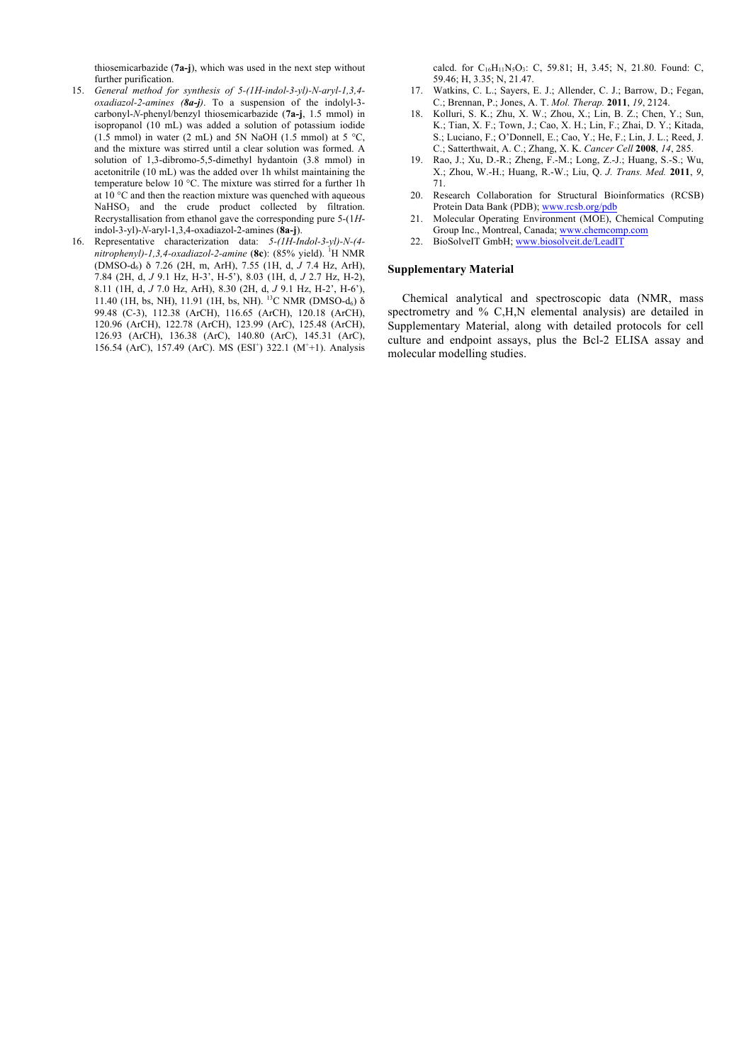thiosemicarbazide (**7a-j**), which was used in the next step without further purification.

15. *General method for synthesis of 5-(1H-indol-3-yl)-N-aryl-1,3,4-oxadiazol-2-amines (**8a-j**)*. To a suspension of the indolyl-3-carbonyl-*N*-phenyl/benzyl thiosemicarbazide (**7a-j**, 1.5 mmol) in isopropanol (10 mL) was added a solution of potassium iodide (1.5 mmol) in water (2 mL) and 5N NaOH (1.5 mmol) at 5 °C, and the mixture was stirred until a clear solution was formed. A solution of 1,3-dibromo-5,5-dimethyl hydantoin (3.8 mmol) in acetonitrile (10 mL) was the added over 1h whilst maintaining the temperature below 10 °C. The mixture was stirred for a further 1h at 10 °C and then the reaction mixture was quenched with aqueous $NaHSO_3$ and the crude product collected by filtration. Recrystallisation from ethanol gave the corresponding pure 5-(1*H*-indol-3-yl)-*N*-aryl-1,3,4-oxadiazol-2-amines (**8a-j**).
16. Representative characterization data: *5-(1H-Indol-3-yl)-N-(4-nitrophenyl)-1,3,4-oxadiazol-2-amine* (**8c**): (85% yield). $^1$H NMR (DMSO-$d_6$) δ 7.26 (2H, m, ArH), 7.55 (1H, d, *J* 7.4 Hz, ArH), 7.84 (2H, d, *J* 9.1 Hz, H-3', H-5'), 8.03 (1H, d, *J* 2.7 Hz, H-2), 8.11 (1H, d, *J* 7.0 Hz, ArH), 8.30 (2H, d, *J* 9.1 Hz, H-2', H-6'), 11.40 (1H, bs, NH), 11.91 (1H, bs, NH). $^{13}$C NMR (DMSO-$d_6$) δ 99.48 (C-3), 112.38 (ArCH), 116.65 (ArCH), 120.18 (ArCH), 120.96 (ArCH), 122.78 (ArCH), 123.99 (ArC), 125.48 (ArCH), 126.93 (ArCH), 136.38 (ArC), 140.80 (ArC), 145.31 (ArC), 156.54 (ArC), 157.49 (ArC). MS (ESI$^+$) 322.1 (M$^+$+1). Analysis calcd. for $C_{16}H_{11}N_5O_3$: C, 59.81; H, 3.45; N, 21.80. Found: C, 59.46; H, 3.35; N, 21.47.
17. Watkins, C. L.; Sayers, E. J.; Allender, C. J.; Barrow, D.; Fegan, C.; Brennan, P.; Jones, A. T. *Mol. Therap.* **2011**, *19*, 2124.
18. Kolluri, S. K.; Zhu, X. W.; Zhou, X.; Lin, B. Z.; Chen, Y.; Sun, K.; Tian, X. F.; Town, J.; Cao, X. H.; Lin, F.; Zhai, D. Y.; Kitada, S.; Luciano, F.; O'Donnell, E.; Cao, Y.; He, F.; Lin, J. L.; Reed, J. C.; Satterthwait, A. C.; Zhang, X. K. *Cancer Cell* **2008**, *14*, 285.
19. Rao, J.; Xu, D.-R.; Zheng, F.-M.; Long, Z.-J.; Huang, S.-S.; Wu, X.; Zhou, W.-H.; Huang, R.-W.; Liu, Q. *J. Trans. Med.* **2011**, *9*, 71.
20. Research Collaboration for Structural Bioinformatics (RCSB) Protein Data Bank (PDB); www.rcsb.org/pdb
21. Molecular Operating Environment (MOE), Chemical Computing Group Inc., Montreal, Canada; www.chemcomp.com
22. BioSolveIT GmbH; www.biosolveit.de/LeadIT

## Supplementary Material

Chemical analytical and spectroscopic data (NMR, mass spectrometry and % C,H,N elemental analysis) are detailed in Supplementary Material, along with detailed protocols for cell culture and endpoint assays, plus the Bcl-2 ELISA assay and molecular modelling studies.